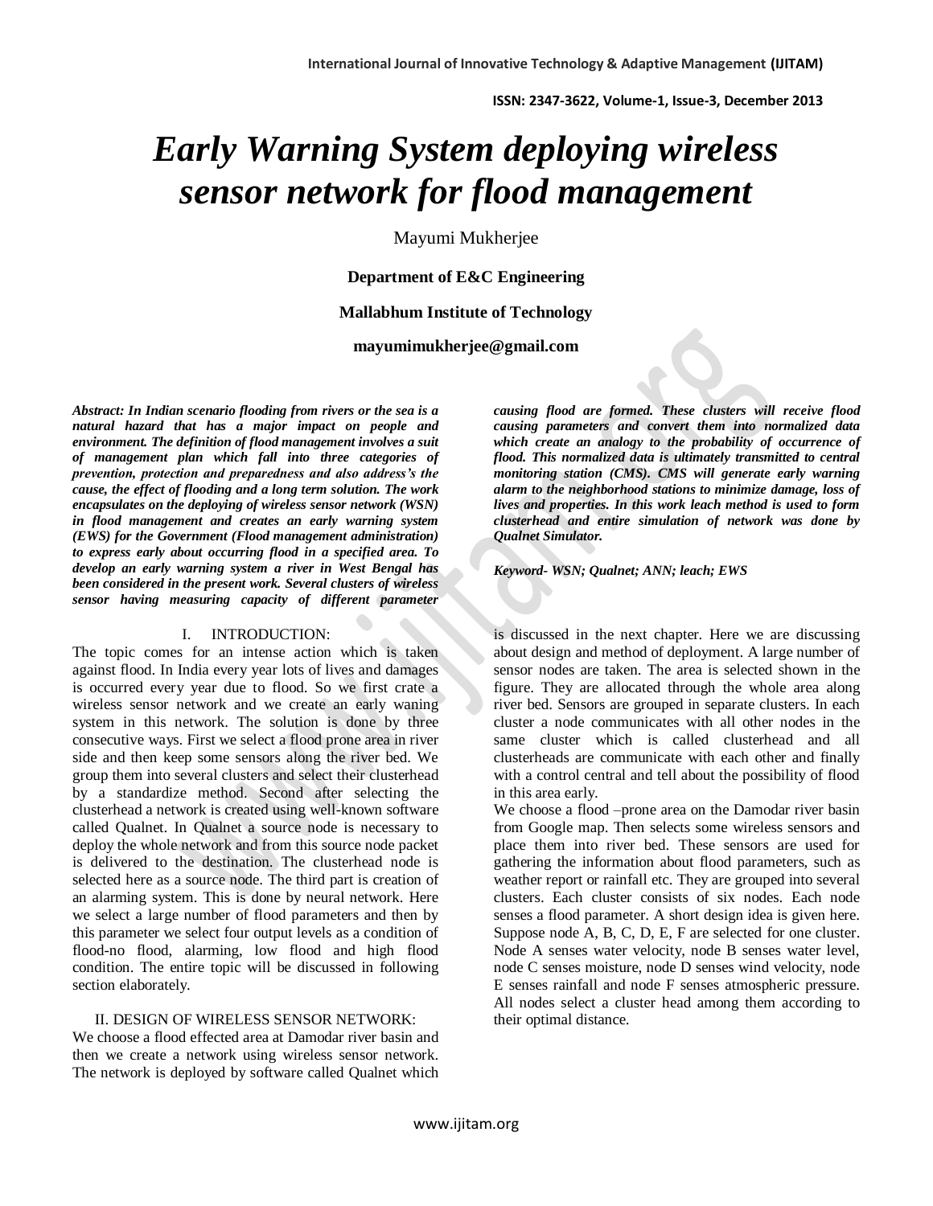# *Early Warning System deploying wireless sensor network for flood management*

Mayumi Mukherjee

**Department of E&C Engineering**

**Mallabhum Institute of Technology**

**mayumimukherjee@gmail.com**

***Abstract: In Indian scenario flooding from rivers or the sea is a natural hazard that has a major impact on people and environment. The definition of flood management involves a suit of management plan which fall into three categories of prevention, protection and preparedness and also address's the cause, the effect of flooding and a long term solution. The work encapsulates on the deploying of wireless sensor network (WSN) in flood management and creates an early warning system (EWS) for the Government (Flood management administration) to express early about occurring flood in a specified area. To develop an early warning system a river in West Bengal has been considered in the present work. Several clusters of wireless sensor having measuring capacity of different parameter causing flood are formed. These clusters will receive flood causing parameters and convert them into normalized data which create an analogy to the probability of occurrence of flood. This normalized data is ultimately transmitted to central monitoring station (CMS). CMS will generate early warning alarm to the neighborhood stations to minimize damage, loss of lives and properties. In this work leach method is used to form clusterhead and entire simulation of network was done by Qualnet Simulator.***

***Keyword- WSN; Qualnet; ANN; leach; EWS***

## I. INTRODUCTION:

The topic comes for an intense action which is taken against flood. In India every year lots of lives and damages is occurred every year due to flood. So we first crate a wireless sensor network and we create an early waning system in this network. The solution is done by three consecutive ways. First we select a flood prone area in river side and then keep some sensors along the river bed. We group them into several clusters and select their clusterhead by a standardize method. Second after selecting the clusterhead a network is created using well-known software called Qualnet. In Qualnet a source node is necessary to deploy the whole network and from this source node packet is delivered to the destination. The clusterhead node is selected here as a source node. The third part is creation of an alarming system. This is done by neural network. Here we select a large number of flood parameters and then by this parameter we select four output levels as a condition of flood-no flood, alarming, low flood and high flood condition. The entire topic will be discussed in following section elaborately.

## II. DESIGN OF WIRELESS SENSOR NETWORK:

We choose a flood effected area at Damodar river basin and then we create a network using wireless sensor network. The network is deployed by software called Qualnet which is discussed in the next chapter. Here we are discussing about design and method of deployment. A large number of sensor nodes are taken. The area is selected shown in the figure. They are allocated through the whole area along river bed. Sensors are grouped in separate clusters. In each cluster a node communicates with all other nodes in the same cluster which is called clusterhead and all clusterheads are communicate with each other and finally with a control central and tell about the possibility of flood in this area early.

We choose a flood –prone area on the Damodar river basin from Google map. Then selects some wireless sensors and place them into river bed. These sensors are used for gathering the information about flood parameters, such as weather report or rainfall etc. They are grouped into several clusters. Each cluster consists of six nodes. Each node senses a flood parameter. A short design idea is given here. Suppose node A, B, C, D, E, F are selected for one cluster. Node A senses water velocity, node B senses water level, node C senses moisture, node D senses wind velocity, node E senses rainfall and node F senses atmospheric pressure. All nodes select a cluster head among them according to their optimal distance.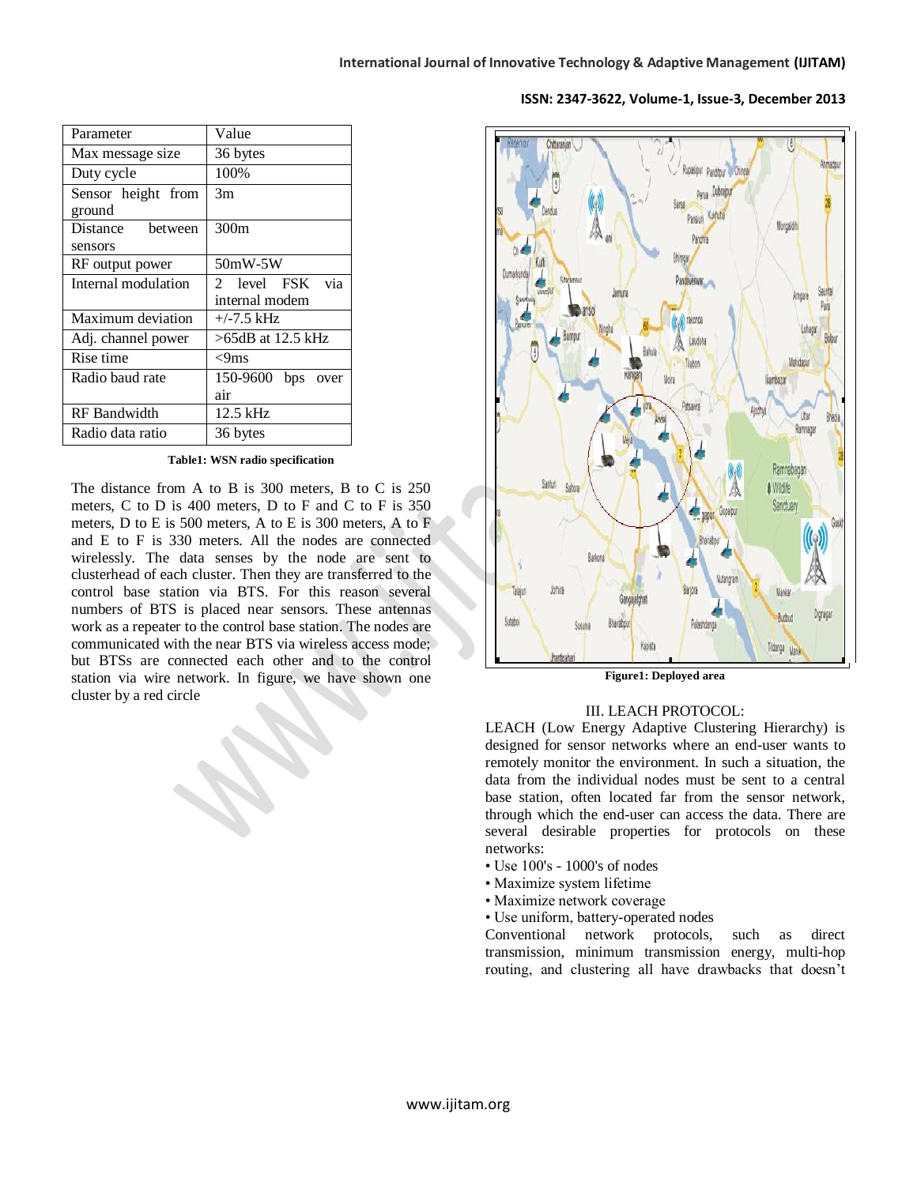| Parameter | Value |
|---|---|
| Max message size | 36 bytes |
| Duty cycle | 100% |
| Sensor height from ground | 3m |
| Distance between sensors | 300m |
| RF output power | 50mW-5W |
| Internal modulation | 2 level FSK via internal modem |
| Maximum deviation | +/-7.5 kHz |
| Adj. channel power | >65dB at 12.5 kHz |
| Rise time | <9ms |
| Radio baud rate | 150-9600 bps over air |
| RF Bandwidth | 12.5 kHz |
| Radio data ratio | 36 bytes |

**Table1: WSN radio specification**

The distance from A to B is 300 meters, B to C is 250 meters, C to D is 400 meters, D to F and C to F is 350 meters, D to E is 500 meters, A to E is 300 meters, A to F and E to F is 330 meters. All the nodes are connected wirelessly. The data senses by the node are sent to clusterhead of each cluster. Then they are transferred to the control base station via BTS. For this reason several numbers of BTS is placed near sensors. These antennas work as a repeater to the control base station. The nodes are communicated with the near BTS via wireless access mode; but BTSs are connected each other and to the control station via wire network. In figure, we have shown one cluster by a red circle

**Figure1: Deployed area**

## III. LEACH PROTOCOL:

LEACH (Low Energy Adaptive Clustering Hierarchy) is designed for sensor networks where an end-user wants to remotely monitor the environment. In such a situation, the data from the individual nodes must be sent to a central base station, often located far from the sensor network, through which the end-user can access the data. There are several desirable properties for protocols on these networks:

- Use 100's - 1000's of nodes
- Maximize system lifetime
- Maximize network coverage
- Use uniform, battery-operated nodes

Conventional network protocols, such as direct transmission, minimum transmission energy, multi-hop routing, and clustering all have drawbacks that doesn't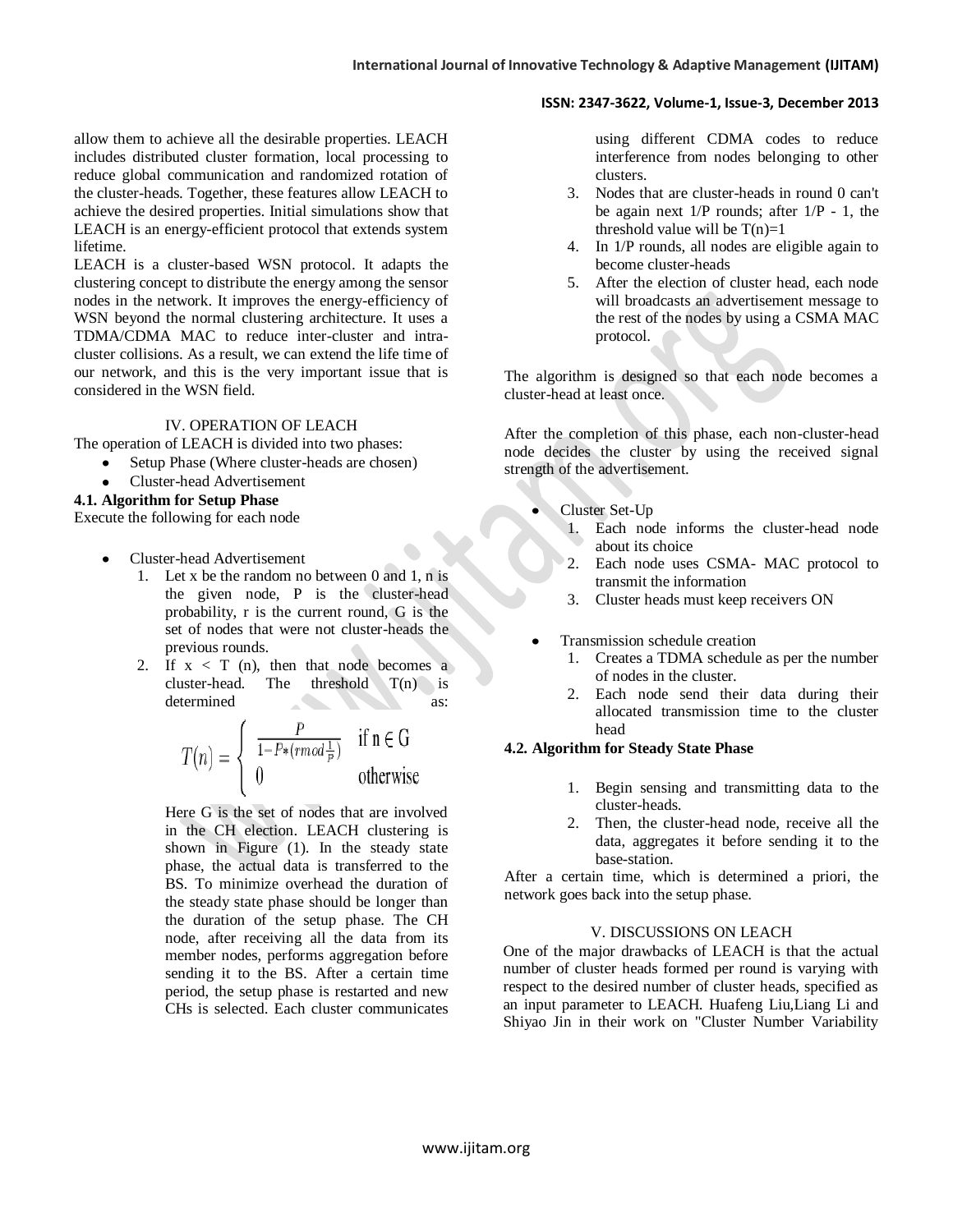allow them to achieve all the desirable properties. LEACH includes distributed cluster formation, local processing to reduce global communication and randomized rotation of the cluster-heads. Together, these features allow LEACH to achieve the desired properties. Initial simulations show that LEACH is an energy-efficient protocol that extends system lifetime.

LEACH is a cluster-based WSN protocol. It adapts the clustering concept to distribute the energy among the sensor nodes in the network. It improves the energy-efficiency of WSN beyond the normal clustering architecture. It uses a TDMA/CDMA MAC to reduce inter-cluster and intra-cluster collisions. As a result, we can extend the life time of our network, and this is the very important issue that is considered in the WSN field.

## IV. OPERATION OF LEACH

The operation of LEACH is divided into two phases:

- Setup Phase (Where cluster-heads are chosen)
- Cluster-head Advertisement

### 4.1. Algorithm for Setup Phase

Execute the following for each node

- Cluster-head Advertisement
  1. Let x be the random no between 0 and 1, n is the given node, P is the cluster-head probability, r is the current round, G is the set of nodes that were not cluster-heads the previous rounds.
  2. If $x < T(n)$, then that node becomes a cluster-head. The threshold $T(n)$ is determined as:

     $$T(n) = \begin{cases} \frac{P}{1-P*(r \bmod \frac{1}{P})} & \text{if } n \in G \\ 0 & \text{otherwise} \end{cases}$$

     Here G is the set of nodes that are involved in the CH election. LEACH clustering is shown in Figure (1). In the steady state phase, the actual data is transferred to the BS. To minimize overhead the duration of the steady state phase should be longer than the duration of the setup phase. The CH node, after receiving all the data from its member nodes, performs aggregation before sending it to the BS. After a certain time period, the setup phase is restarted and new CHs is selected. Each cluster communicates using different CDMA codes to reduce interference from nodes belonging to other clusters.
  3. Nodes that are cluster-heads in round 0 can't be again next 1/P rounds; after 1/P - 1, the threshold value will be $T(n)=1$
  4. In 1/P rounds, all nodes are eligible again to become cluster-heads
  5. After the election of cluster head, each node will broadcasts an advertisement message to the rest of the nodes by using a CSMA MAC protocol.

The algorithm is designed so that each node becomes a cluster-head at least once.

After the completion of this phase, each non-cluster-head node decides the cluster by using the received signal strength of the advertisement.

- Cluster Set-Up
  1. Each node informs the cluster-head node about its choice
  2. Each node uses CSMA- MAC protocol to transmit the information
  3. Cluster heads must keep receivers ON

- Transmission schedule creation
  1. Creates a TDMA schedule as per the number of nodes in the cluster.
  2. Each node send their data during their allocated transmission time to the cluster head

### 4.2. Algorithm for Steady State Phase

1. Begin sensing and transmitting data to the cluster-heads.
2. Then, the cluster-head node, receive all the data, aggregates it before sending it to the base-station.

After a certain time, which is determined a priori, the network goes back into the setup phase.

## V. DISCUSSIONS ON LEACH

One of the major drawbacks of LEACH is that the actual number of cluster heads formed per round is varying with respect to the desired number of cluster heads, specified as an input parameter to LEACH. Huafeng Liu,Liang Li and Shiyao Jin in their work on "Cluster Number Variability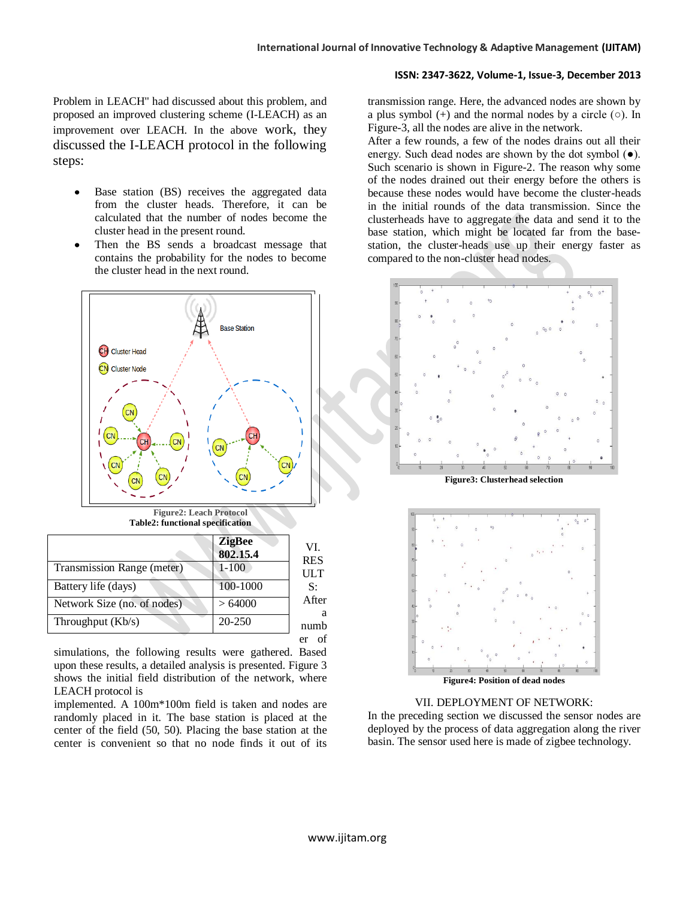Problem in LEACH" had discussed about this problem, and proposed an improved clustering scheme (I-LEACH) as an improvement over LEACH. In the above work, they discussed the I-LEACH protocol in the following steps:

- Base station (BS) receives the aggregated data from the cluster heads. Therefore, it can be calculated that the number of nodes become the cluster head in the present round.
- Then the BS sends a broadcast message that contains the probability for the nodes to become the cluster head in the next round.

**Figure2: Leach Protocol**

**Table2: functional specification**

| | ZigBee 802.15.4 |
|---|---|
| Transmission Range (meter) | 1-100 |
| Battery life (days) | 100-1000 |
| Network Size (no. of nodes) | > 64000 |
| Throughput (Kb/s) | 20-250 |

## VI. RESULTS:

After a number of simulations, the following results were gathered. Based upon these results, a detailed analysis is presented. Figure 3 shows the initial field distribution of the network, where LEACH protocol is implemented. A 100m*100m field is taken and nodes are randomly placed in it. The base station is placed at the center of the field (50, 50). Placing the base station at the center is convenient so that no node finds it out of its transmission range. Here, the advanced nodes are shown by a plus symbol (+) and the normal nodes by a circle (○). In Figure-3, all the nodes are alive in the network.

After a few rounds, a few of the nodes drains out all their energy. Such dead nodes are shown by the dot symbol (●). Such scenario is shown in Figure-2. The reason why some of the nodes drained out their energy before the others is because these nodes would have become the cluster-heads in the initial rounds of the data transmission. Since the clusterheads have to aggregate the data and send it to the base station, which might be located far from the base-station, the cluster-heads use up their energy faster as compared to the non-cluster head nodes.

**Figure3: Clusterhead selection**

**Figure4: Position of dead nodes**

## VII. DEPLOYMENT OF NETWORK:

In the preceding section we discussed the sensor nodes are deployed by the process of data aggregation along the river basin. The sensor used here is made of zigbee technology.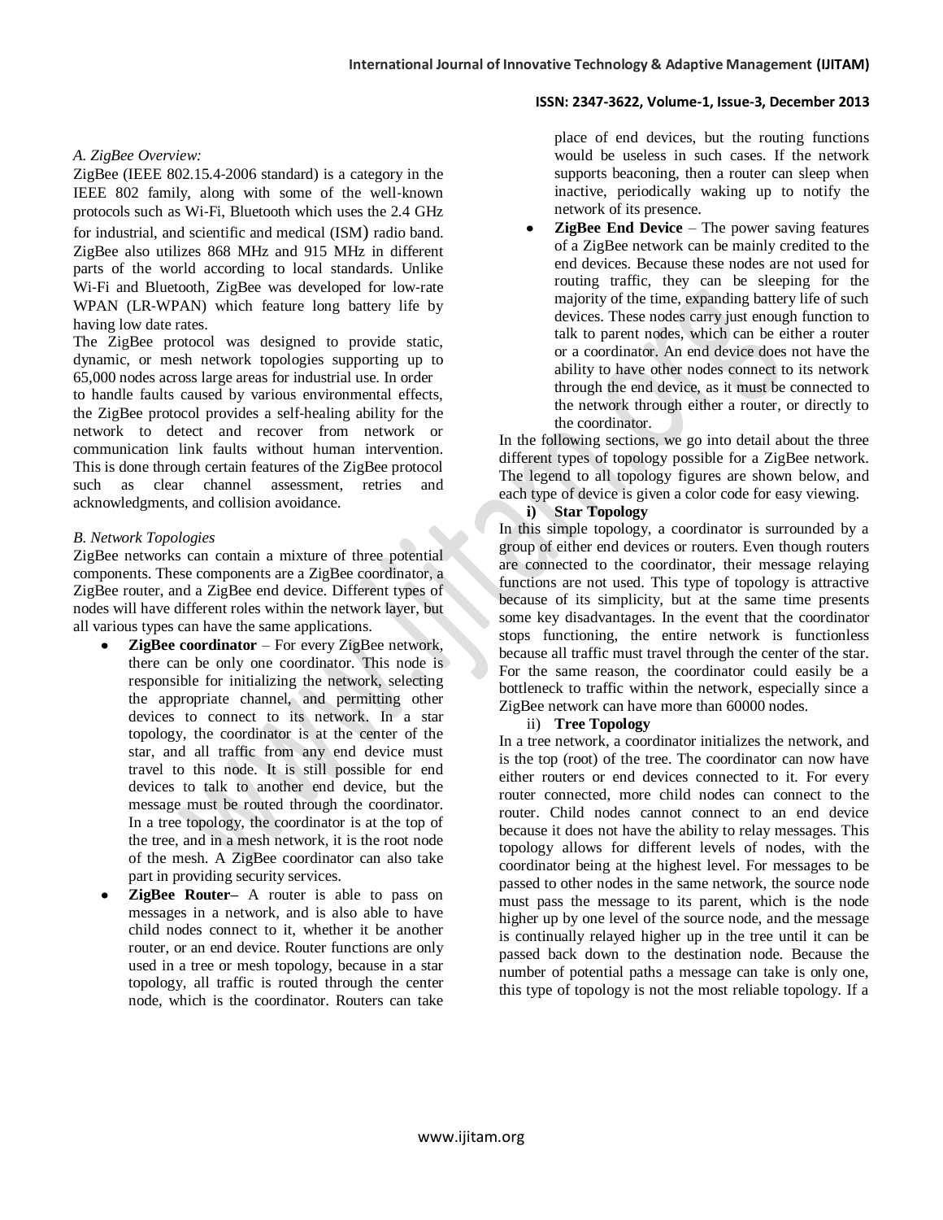*A. ZigBee Overview:*

ZigBee (IEEE 802.15.4-2006 standard) is a category in the IEEE 802 family, along with some of the well-known protocols such as Wi-Fi, Bluetooth which uses the 2.4 GHz for industrial, and scientific and medical (ISM) radio band. ZigBee also utilizes 868 MHz and 915 MHz in different parts of the world according to local standards. Unlike Wi-Fi and Bluetooth, ZigBee was developed for low-rate WPAN (LR-WPAN) which feature long battery life by having low date rates.

The ZigBee protocol was designed to provide static, dynamic, or mesh network topologies supporting up to 65,000 nodes across large areas for industrial use. In order to handle faults caused by various environmental effects, the ZigBee protocol provides a self-healing ability for the network to detect and recover from network or communication link faults without human intervention. This is done through certain features of the ZigBee protocol such as clear channel assessment, retries and acknowledgments, and collision avoidance.

*B. Network Topologies*

ZigBee networks can contain a mixture of three potential components. These components are a ZigBee coordinator, a ZigBee router, and a ZigBee end device. Different types of nodes will have different roles within the network layer, but all various types can have the same applications.

- **ZigBee coordinator** – For every ZigBee network, there can be only one coordinator. This node is responsible for initializing the network, selecting the appropriate channel, and permitting other devices to connect to its network. In a star topology, the coordinator is at the center of the star, and all traffic from any end device must travel to this node. It is still possible for end devices to talk to another end device, but the message must be routed through the coordinator. In a tree topology, the coordinator is at the top of the tree, and in a mesh network, it is the root node of the mesh. A ZigBee coordinator can also take part in providing security services.
- **ZigBee Router–** A router is able to pass on messages in a network, and is also able to have child nodes connect to it, whether it be another router, or an end device. Router functions are only used in a tree or mesh topology, because in a star topology, all traffic is routed through the center node, which is the coordinator. Routers can take place of end devices, but the routing functions would be useless in such cases. If the network supports beaconing, then a router can sleep when inactive, periodically waking up to notify the network of its presence.
- **ZigBee End Device** – The power saving features of a ZigBee network can be mainly credited to the end devices. Because these nodes are not used for routing traffic, they can be sleeping for the majority of the time, expanding battery life of such devices. These nodes carry just enough function to talk to parent nodes, which can be either a router or a coordinator. An end device does not have the ability to have other nodes connect to its network through the end device, as it must be connected to the network through either a router, or directly to the coordinator.

In the following sections, we go into detail about the three different types of topology possible for a ZigBee network. The legend to all topology figures are shown below, and each type of device is given a color code for easy viewing.

**i) Star Topology**

In this simple topology, a coordinator is surrounded by a group of either end devices or routers. Even though routers are connected to the coordinator, their message relaying functions are not used. This type of topology is attractive because of its simplicity, but at the same time presents some key disadvantages. In the event that the coordinator stops functioning, the entire network is functionless because all traffic must travel through the center of the star. For the same reason, the coordinator could easily be a bottleneck to traffic within the network, especially since a ZigBee network can have more than 60000 nodes.

ii) **Tree Topology**

In a tree network, a coordinator initializes the network, and is the top (root) of the tree. The coordinator can now have either routers or end devices connected to it. For every router connected, more child nodes can connect to the router. Child nodes cannot connect to an end device because it does not have the ability to relay messages. This topology allows for different levels of nodes, with the coordinator being at the highest level. For messages to be passed to other nodes in the same network, the source node must pass the message to its parent, which is the node higher up by one level of the source node, and the message is continually relayed higher up in the tree until it can be passed back down to the destination node. Because the number of potential paths a message can take is only one, this type of topology is not the most reliable topology. If a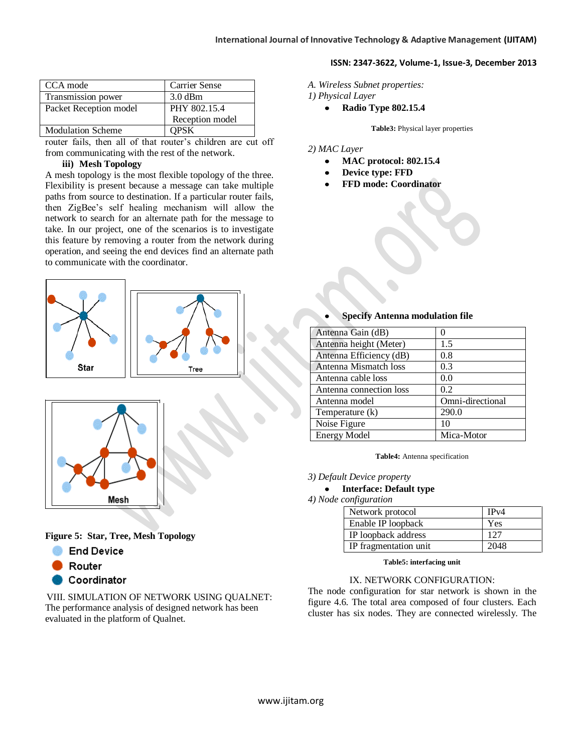| CCA mode | Carrier Sense |
|---|---|
| Transmission power | 3.0 dBm |
| Packet Reception model | PHY 802.15.4 Reception model |
| Modulation Scheme | QPSK |

router fails, then all of that router's children are cut off from communicating with the rest of the network.

**iii) Mesh Topology**

A mesh topology is the most flexible topology of the three. Flexibility is present because a message can take multiple paths from source to destination. If a particular router fails, then ZigBee's self healing mechanism will allow the network to search for an alternate path for the message to take. In our project, one of the scenarios is to investigate this feature by removing a router from the network during operation, and seeing the end devices find an alternate path to communicate with the coordinator.

**Figure 5: Star, Tree, Mesh Topology**

VIII. SIMULATION OF NETWORK USING QUALNET:

The performance analysis of designed network has been evaluated in the platform of Qualnet.

*A. Wireless Subnet properties:*

*1) Physical Layer*

- **Radio Type 802.15.4**

**Table3:** Physical layer properties

*2) MAC Layer*

- **MAC protocol: 802.15.4**
- **Device type: FFD**
- **FFD mode: Coordinator**

- **Specify Antenna modulation file**

| Antenna Gain (dB) | 0 |
|---|---|
| Antenna height (Meter) | 1.5 |
| Antenna Efficiency (dB) | 0.8 |
| Antenna Mismatch loss | 0.3 |
| Antenna cable loss | 0.0 |
| Antenna connection loss | 0.2 |
| Antenna model | Omni-directional |
| Temperature (k) | 290.0 |
| Noise Figure | 10 |
| Energy Model | Mica-Motor |

**Table4:** Antenna specification

*3) Default Device property*

- **Interface: Default type**

*4) Node configuration*

| Network protocol | IPv4 |
|---|---|
| Enable IP loopback | Yes |
| IP loopback address | 127 |
| IP fragmentation unit | 2048 |

**Table5: interfacing unit**

IX. NETWORK CONFIGURATION:

The node configuration for star network is shown in the figure 4.6. The total area composed of four clusters. Each cluster has six nodes. They are connected wirelessly. The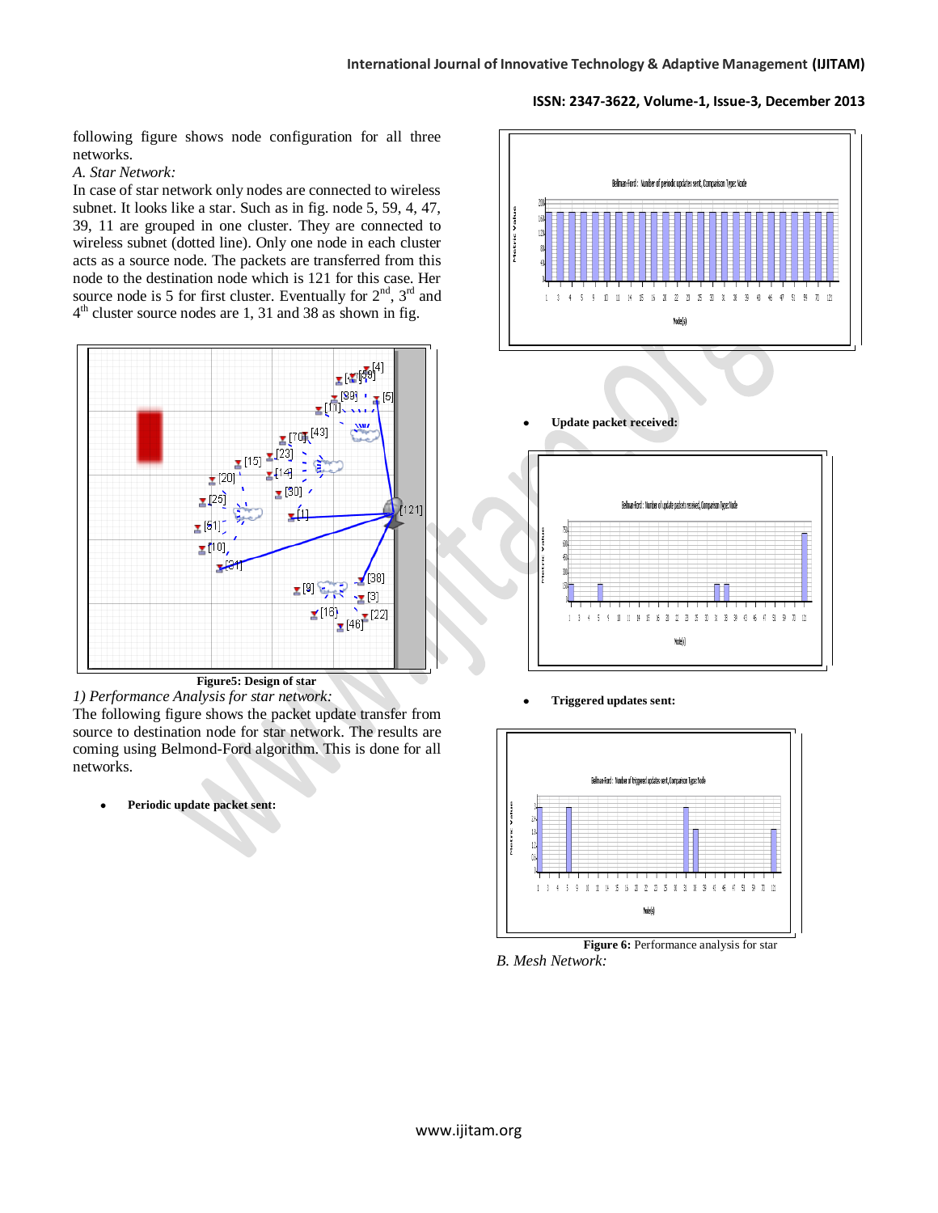following figure shows node configuration for all three networks.

*A. Star Network:*

In case of star network only nodes are connected to wireless subnet. It looks like a star. Such as in fig. node 5, 59, 4, 47, 39, 11 are grouped in one cluster. They are connected to wireless subnet (dotted line). Only one node in each cluster acts as a source node. The packets are transferred from this node to the destination node which is 121 for this case. Her source node is 5 for first cluster. Eventually for 2nd, 3rd and 4th cluster source nodes are 1, 31 and 38 as shown in fig.

**Figure5: Design of star**

*1) Performance Analysis for star network:*

The following figure shows the packet update transfer from source to destination node for star network. The results are coming using Belmond-Ford algorithm. This is done for all networks.

- **Periodic update packet sent:**

- **Update packet received:**

- **Triggered updates sent:**

**Figure 6:** Performance analysis for star

*B. Mesh Network:*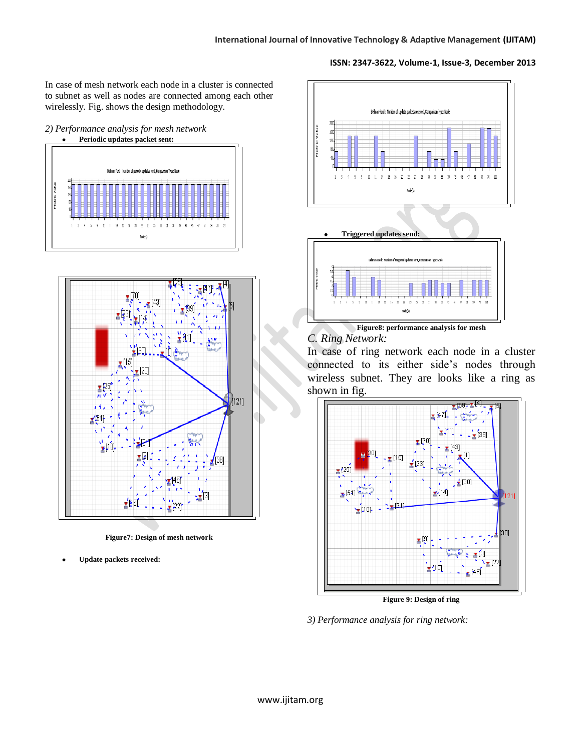In case of mesh network each node in a cluster is connected to subnet as well as nodes are connected among each other wirelessly. Fig. shows the design methodology.

*2) Performance analysis for mesh network*

- **Periodic updates packet sent:**

**Figure7: Design of mesh network**

- **Update packets received:**

- **Triggered updates send:**

**Figure8: performance analysis for mesh**

*C. Ring Network:*

In case of ring network each node in a cluster connected to its either side's nodes through wireless subnet. They are looks like a ring as shown in fig.

**Figure 9: Design of ring**

*3) Performance analysis for ring network:*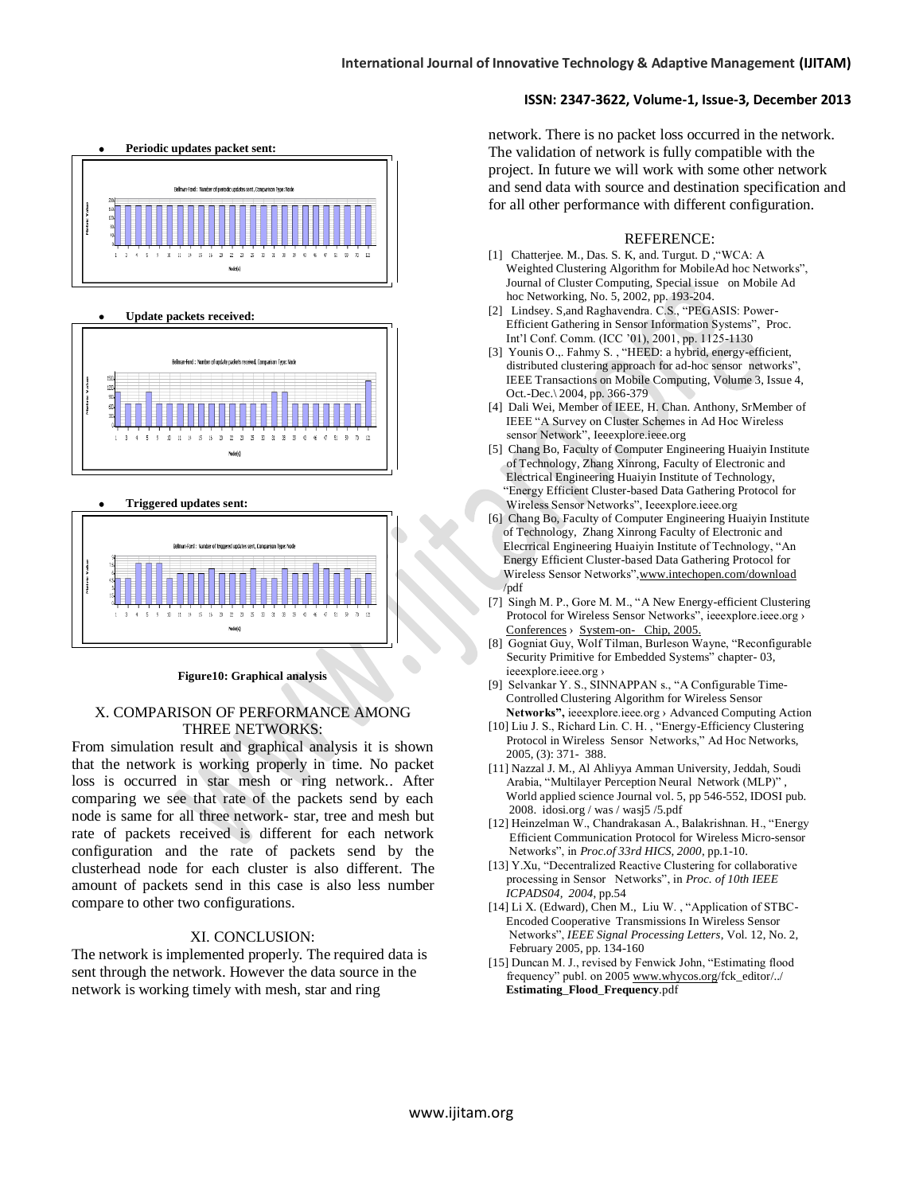- **Periodic updates packet sent:**

- **Update packets received:**

- **Triggered updates sent:**

**Figure10: Graphical analysis**

## X. COMPARISON OF PERFORMANCE AMONG THREE NETWORKS:

From simulation result and graphical analysis it is shown that the network is working properly in time. No packet loss is occurred in star mesh or ring network.. After comparing we see that rate of the packets send by each node is same for all three network- star, tree and mesh but rate of packets received is different for each network configuration and the rate of packets send by the clusterhead node for each cluster is also different. The amount of packets send in this case is also less number compare to other two configurations.

## XI. CONCLUSION:

The network is implemented properly. The required data is sent through the network. However the data source in the network is working timely with mesh, star and ring network. There is no packet loss occurred in the network. The validation of network is fully compatible with the project. In future we will work with some other network and send data with source and destination specification and for all other performance with different configuration.

## REFERENCE:

[1] Chatterjee. M., Das. S. K, and. Turgut. D ,"WCA: A Weighted Clustering Algorithm for MobileAd hoc Networks", Journal of Cluster Computing, Special issue on Mobile Ad hoc Networking, No. 5, 2002, pp. 193-204.

[2] Lindsey. S,and Raghavendra. C.S., "PEGASIS: Power-Efficient Gathering in Sensor Information Systems", Proc. Int'l Conf. Comm. (ICC '01), 2001, pp. 1125-1130

[3] Younis O.,. Fahmy S. , "HEED: a hybrid, energy-efficient, distributed clustering approach for ad-hoc sensor networks", IEEE Transactions on Mobile Computing, Volume 3, Issue 4, Oct.-Dec.\ 2004, pp. 366-379

[4] Dali Wei, Member of IEEE, H. Chan. Anthony, SrMember of IEEE "A Survey on Cluster Schemes in Ad Hoc Wireless sensor Network", Ieeexplore.ieee.org

[5] Chang Bo, Faculty of Computer Engineering Huaiyin Institute of Technology, Zhang Xinrong, Faculty of Electronic and Electrical Engineering Huaiyin Institute of Technology, "Energy Efficient Cluster-based Data Gathering Protocol for Wireless Sensor Networks", Ieeexplore.ieee.org

[6] Chang Bo, Faculty of Computer Engineering Huaiyin Institute of Technology, Zhang Xinrong Faculty of Electronic and Elecrrical Engineering Huaiyin Institute of Technology, "An Energy Efficient Cluster-based Data Gathering Protocol for Wireless Sensor Networks",www.intechopen.com/download /pdf

[7] Singh M. P., Gore M. M., "A New Energy-efficient Clustering Protocol for Wireless Sensor Networks", ieeexplore.ieee.org › Conferences › System-on- Chip, 2005.

[8] Gogniat Guy, Wolf Tilman, Burleson Wayne, "Reconfigurable Security Primitive for Embedded Systems" chapter- 03, ieeexplore.ieee.org ›

[9] Selvankar Y. S., SINNAPPAN s., "A Configurable Time-Controlled Clustering Algorithm for Wireless Sensor **Networks",** ieeexplore.ieee.org › Advanced Computing Action

[10] Liu J. S., Richard Lin. C. H. , "Energy-Efficiency Clustering Protocol in Wireless Sensor Networks," Ad Hoc Networks, 2005, (3): 371- 388.

[11] Nazzal J. M., Al Ahliyya Amman University, Jeddah, Soudi Arabia, "Multilayer Perception Neural Network (MLP)" , World applied science Journal vol. 5, pp 546-552, IDOSI pub. 2008. idosi.org / was / wasj5 /5.pdf

[12] Heinzelman W., Chandrakasan A., Balakrishnan. H., "Energy Efficient Communication Protocol for Wireless Micro-sensor Networks", in *Proc.of 33rd HICS, 2000*, pp.1-10.

[13] Y.Xu, "Decentralized Reactive Clustering for collaborative processing in Sensor Networks", in *Proc. of 10th IEEE ICPADS04, 2004*, pp.54

[14] Li X. (Edward), Chen M., Liu W. , "Application of STBC-Encoded Cooperative Transmissions In Wireless Sensor Networks", *IEEE Signal Processing Letters*, Vol. 12, No. 2, February 2005, pp. 134-160

[15] Duncan M. J., revised by Fenwick John, "Estimating flood frequency" publ. on 2005 www.whycos.org/fck_editor/../ **Estimating_Flood_Frequency**.pdf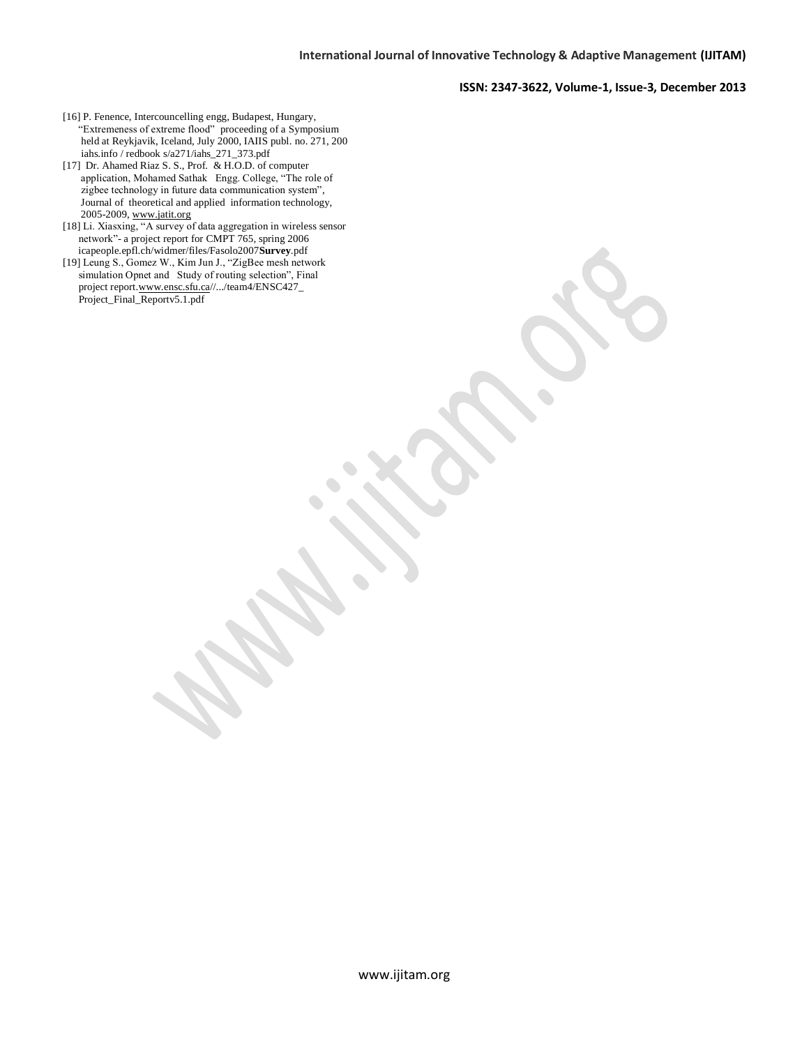[16] P. Fenence, Intercouncelling engg, Budapest, Hungary, "Extremeness of extreme flood" proceeding of a Symposium held at Reykjavik, Iceland, July 2000, IAIIS publ. no. 271, 200 iahs.info / redbook s/a271/iahs_271_373.pdf

[17] Dr. Ahamed Riaz S. S., Prof. & H.O.D. of computer application, Mohamed Sathak Engg. College, "The role of zigbee technology in future data communication system", Journal of theoretical and applied information technology, 2005-2009, www.jatit.org

[18] Li. Xiasxing, "A survey of data aggregation in wireless sensor network"- a project report for CMPT 765, spring 2006 icapeople.epfl.ch/widmer/files/Fasolo2007**Survey**.pdf

[19] Leung S., Gomez W., Kim Jun J., "ZigBee mesh network simulation Opnet and Study of routing selection", Final project report.www.ensc.sfu.ca//.../team4/ENSC427_ Project_Final_Reportv5.1.pdf